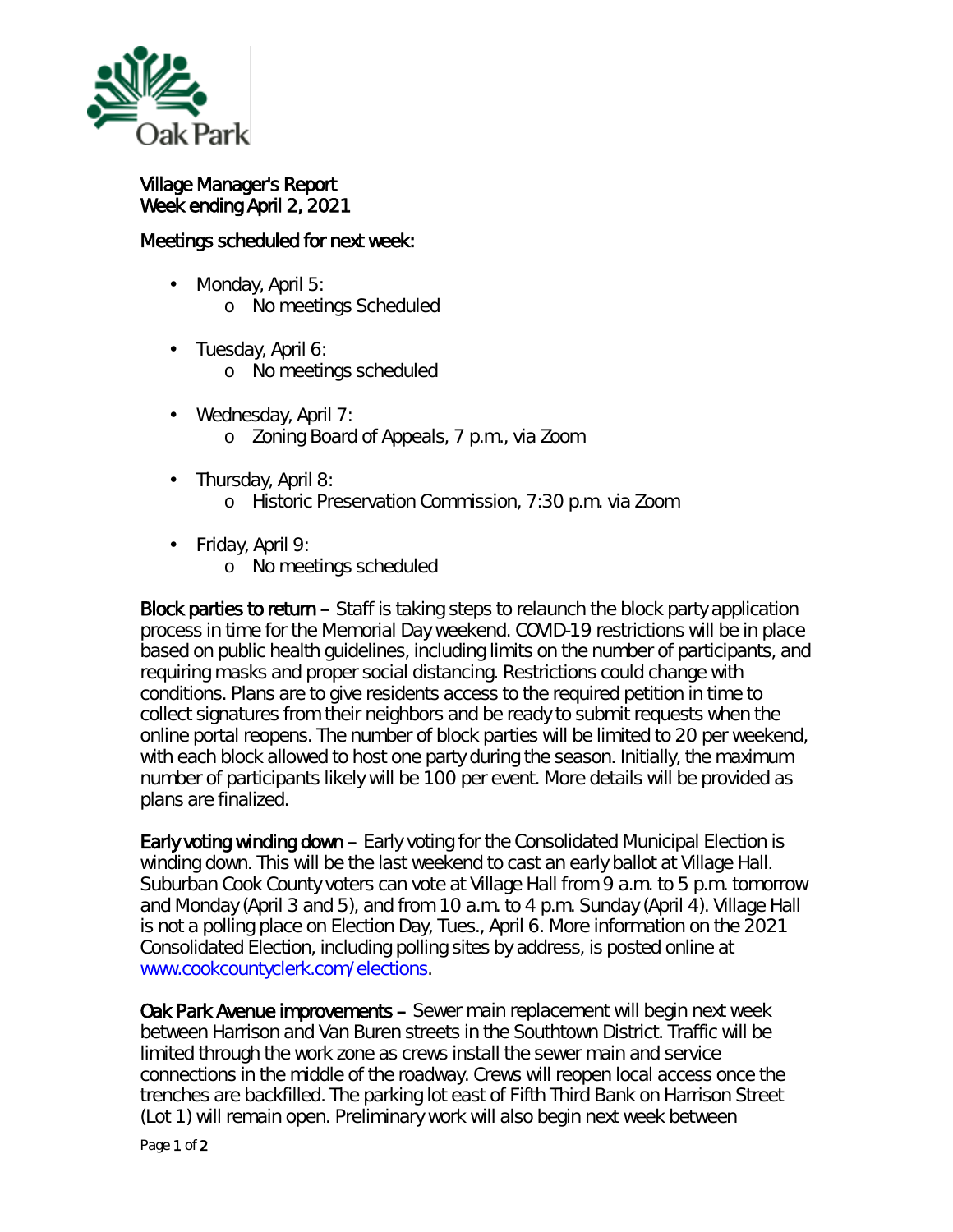Village Manager's Report
Week ending April 2, 2021

Meetings scheduled for next week:

- Monday, April 5:
  - No meetings Scheduled
- Tuesday, April 6:
  - No meetings scheduled
- Wednesday, April 7:
  - Zoning Board of Appeals, 7 p.m., via Zoom
- Thursday, April 8:
  - Historic Preservation Commission, 7:30 p.m. via Zoom
- Friday, April 9:
  - No meetings scheduled

**Block parties to return** – Staff is taking steps to relaunch the block party application process in time for the Memorial Day weekend. COVID-19 restrictions will be in place based on public health guidelines, including limits on the number of participants, and requiring masks and proper social distancing. Restrictions could change with conditions. Plans are to give residents access to the required petition in time to collect signatures from their neighbors and be ready to submit requests when the online portal reopens. The number of block parties will be limited to 20 per weekend, with each block allowed to host one party during the season. Initially, the maximum number of participants likely will be 100 per event. More details will be provided as plans are finalized.

**Early voting winding down** – Early voting for the Consolidated Municipal Election is winding down. This will be the last weekend to cast an early ballot at Village Hall. Suburban Cook County voters can vote at Village Hall from 9 a.m. to 5 p.m. tomorrow and Monday (April 3 and 5), and from 10 a.m. to 4 p.m. Sunday (April 4). Village Hall is not a polling place on Election Day, Tues., April 6. More information on the 2021 Consolidated Election, including polling sites by address, is posted online at www.cookcountyclerk.com/elections.

**Oak Park Avenue improvements** – Sewer main replacement will begin next week between Harrison and Van Buren streets in the Southtown District. Traffic will be limited through the work zone as crews install the sewer main and service connections in the middle of the roadway. Crews will reopen local access once the trenches are backfilled. The parking lot east of Fifth Third Bank on Harrison Street (Lot 1) will remain open. Preliminary work will also begin next week between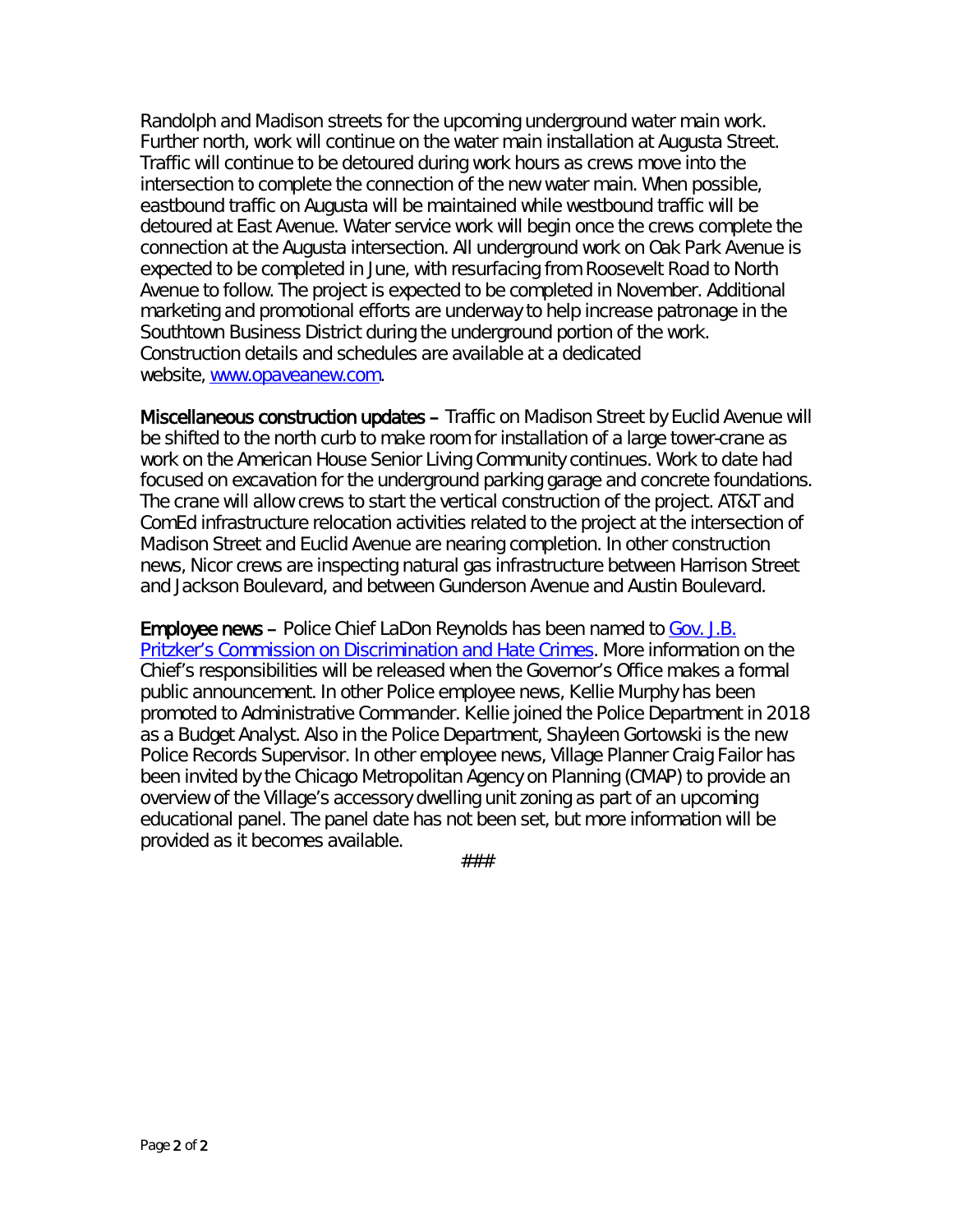Randolph and Madison streets for the upcoming underground water main work. Further north, work will continue on the water main installation at Augusta Street. Traffic will continue to be detoured during work hours as crews move into the intersection to complete the connection of the new water main. When possible, eastbound traffic on Augusta will be maintained while westbound traffic will be detoured at East Avenue. Water service work will begin once the crews complete the connection at the Augusta intersection. All underground work on Oak Park Avenue is expected to be completed in June, with resurfacing from Roosevelt Road to North Avenue to follow. The project is expected to be completed in November. Additional marketing and promotional efforts are underway to help increase patronage in the Southtown Business District during the underground portion of the work. Construction details and schedules are available at a dedicated website, [www.opaveanew.com](http://www.opaveanew.com).

**Miscellaneous construction updates** – Traffic on Madison Street by Euclid Avenue will be shifted to the north curb to make room for installation of a large tower-crane as work on the American House Senior Living Community continues. Work to date had focused on excavation for the underground parking garage and concrete foundations. The crane will allow crews to start the vertical construction of the project. AT&T and ComEd infrastructure relocation activities related to the project at the intersection of Madison Street and Euclid Avenue are nearing completion. In other construction news, Nicor crews are inspecting natural gas infrastructure between Harrison Street and Jackson Boulevard, and between Gunderson Avenue and Austin Boulevard.

**Employee news** – Police Chief LaDon Reynolds has been named to Gov. J.B. Pritzker's Commission on Discrimination and Hate Crimes. More information on the Chief's responsibilities will be released when the Governor's Office makes a formal public announcement. In other Police employee news, Kellie Murphy has been promoted to Administrative Commander. Kellie joined the Police Department in 2018 as a Budget Analyst. Also in the Police Department, Shayleen Gortowski is the new Police Records Supervisor. In other employee news, Village Planner Craig Failor has been invited by the Chicago Metropolitan Agency on Planning (CMAP) to provide an overview of the Village's accessory dwelling unit zoning as part of an upcoming educational panel. The panel date has not been set, but more information will be provided as it becomes available.

###